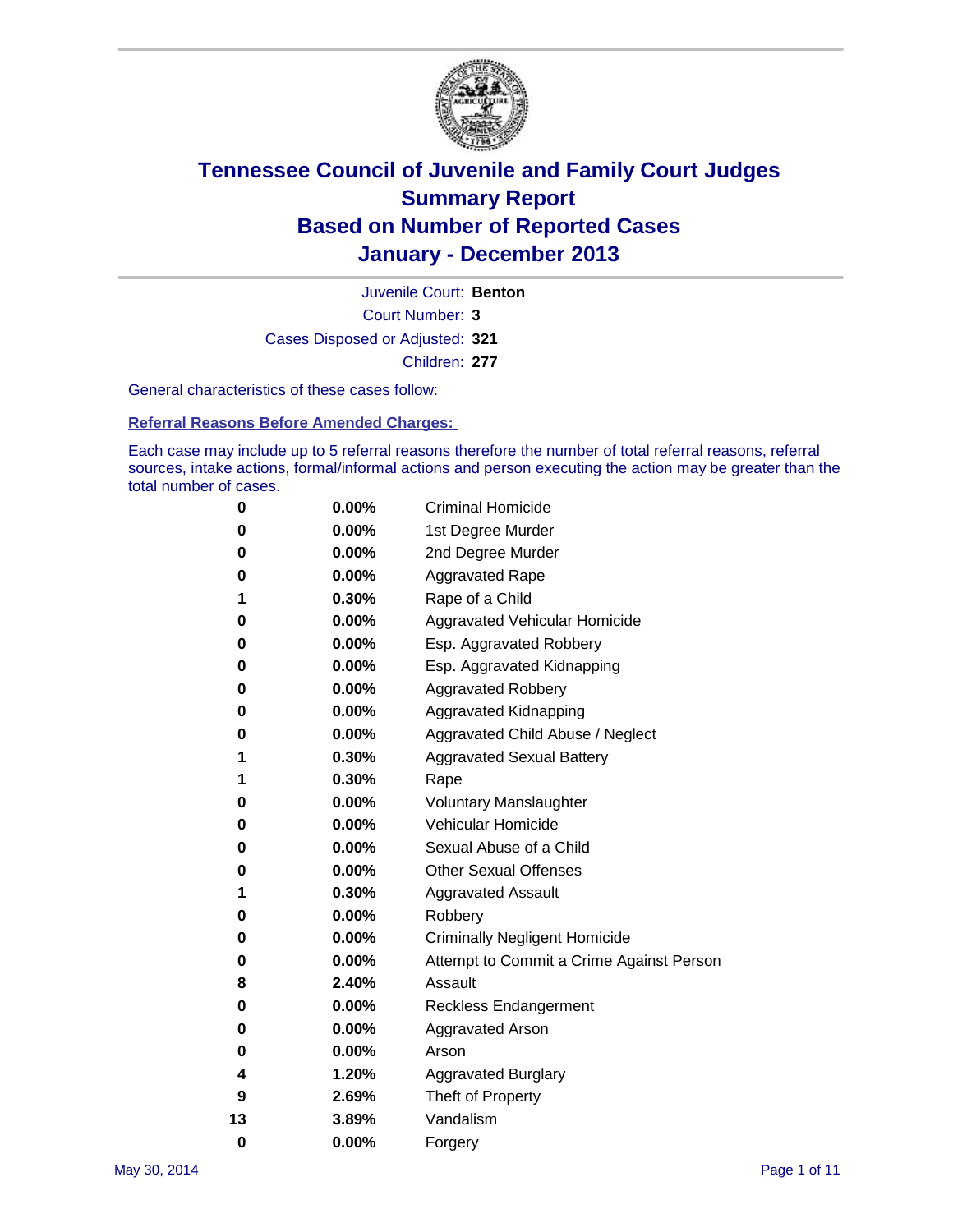# Tennessee Council of Juvenile and Family Court Judges
## Summary Report
## Based on Number of Reported Cases
## January - December 2013

Juvenile Court: **Benton**

Court Number: **3**

Cases Disposed or Adjusted: **321**

Children: **277**

General characteristics of these cases follow:

### Referral Reasons Before Amended Charges:

Each case may include up to 5 referral reasons therefore the number of total referral reasons, referral sources, intake actions, formal/informal actions and person executing the action may be greater than the total number of cases.

| Count | Percent | Referral Reason |
|---|---|---|
| 0 | 0.00% | Criminal Homicide |
| 0 | 0.00% | 1st Degree Murder |
| 0 | 0.00% | 2nd Degree Murder |
| 0 | 0.00% | Aggravated Rape |
| 1 | 0.30% | Rape of a Child |
| 0 | 0.00% | Aggravated Vehicular Homicide |
| 0 | 0.00% | Esp. Aggravated Robbery |
| 0 | 0.00% | Esp. Aggravated Kidnapping |
| 0 | 0.00% | Aggravated Robbery |
| 0 | 0.00% | Aggravated Kidnapping |
| 0 | 0.00% | Aggravated Child Abuse / Neglect |
| 1 | 0.30% | Aggravated Sexual Battery |
| 1 | 0.30% | Rape |
| 0 | 0.00% | Voluntary Manslaughter |
| 0 | 0.00% | Vehicular Homicide |
| 0 | 0.00% | Sexual Abuse of a Child |
| 0 | 0.00% | Other Sexual Offenses |
| 1 | 0.30% | Aggravated Assault |
| 0 | 0.00% | Robbery |
| 0 | 0.00% | Criminally Negligent Homicide |
| 0 | 0.00% | Attempt to Commit a Crime Against Person |
| 8 | 2.40% | Assault |
| 0 | 0.00% | Reckless Endangerment |
| 0 | 0.00% | Aggravated Arson |
| 0 | 0.00% | Arson |
| 4 | 1.20% | Aggravated Burglary |
| 9 | 2.69% | Theft of Property |
| 13 | 3.89% | Vandalism |
| 0 | 0.00% | Forgery |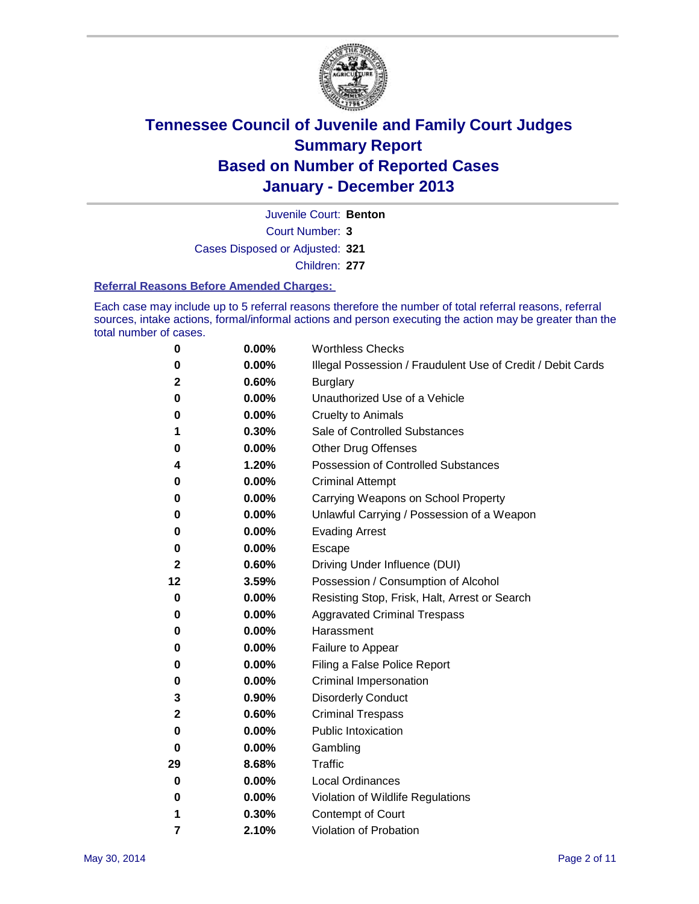# Tennessee Council of Juvenile and Family Court Judges
## Summary Report
## Based on Number of Reported Cases
## January - December 2013

Juvenile Court: **Benton**

Court Number: **3**

Cases Disposed or Adjusted: **321**

Children: **277**

### Referral Reasons Before Amended Charges:

Each case may include up to 5 referral reasons therefore the number of total referral reasons, referral sources, intake actions, formal/informal actions and person executing the action may be greater than the total number of cases.

| Count | Percent | Referral Reason |
|---|---|---|
| 0 | 0.00% | Worthless Checks |
| 0 | 0.00% | Illegal Possession / Fraudulent Use of Credit / Debit Cards |
| 2 | 0.60% | Burglary |
| 0 | 0.00% | Unauthorized Use of a Vehicle |
| 0 | 0.00% | Cruelty to Animals |
| 1 | 0.30% | Sale of Controlled Substances |
| 0 | 0.00% | Other Drug Offenses |
| 4 | 1.20% | Possession of Controlled Substances |
| 0 | 0.00% | Criminal Attempt |
| 0 | 0.00% | Carrying Weapons on School Property |
| 0 | 0.00% | Unlawful Carrying / Possession of a Weapon |
| 0 | 0.00% | Evading Arrest |
| 0 | 0.00% | Escape |
| 2 | 0.60% | Driving Under Influence (DUI) |
| 12 | 3.59% | Possession / Consumption of Alcohol |
| 0 | 0.00% | Resisting Stop, Frisk, Halt, Arrest or Search |
| 0 | 0.00% | Aggravated Criminal Trespass |
| 0 | 0.00% | Harassment |
| 0 | 0.00% | Failure to Appear |
| 0 | 0.00% | Filing a False Police Report |
| 0 | 0.00% | Criminal Impersonation |
| 3 | 0.90% | Disorderly Conduct |
| 2 | 0.60% | Criminal Trespass |
| 0 | 0.00% | Public Intoxication |
| 0 | 0.00% | Gambling |
| 29 | 8.68% | Traffic |
| 0 | 0.00% | Local Ordinances |
| 0 | 0.00% | Violation of Wildlife Regulations |
| 1 | 0.30% | Contempt of Court |
| 7 | 2.10% | Violation of Probation |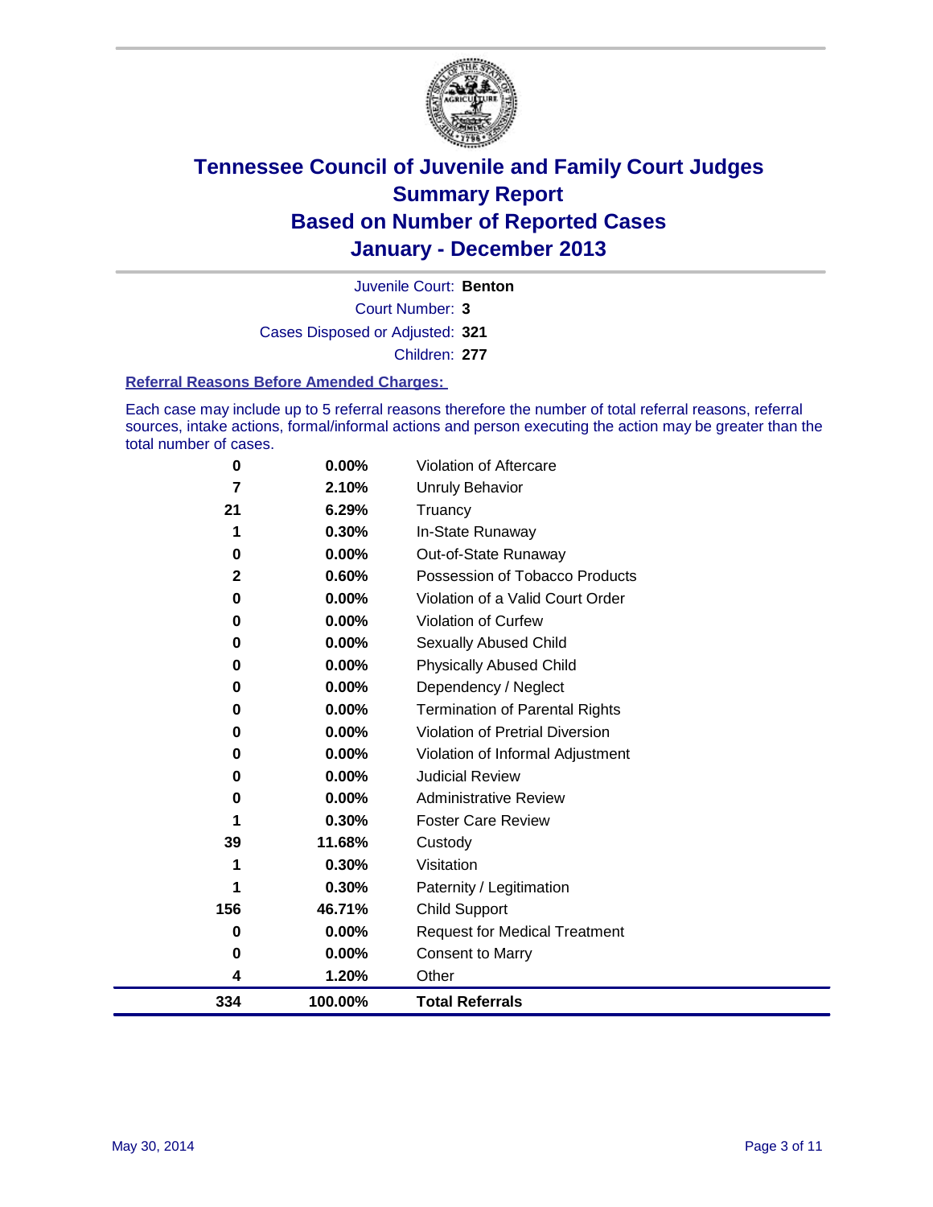# Tennessee Council of Juvenile and Family Court Judges
## Summary Report
## Based on Number of Reported Cases
## January - December 2013

Juvenile Court: **Benton**
Court Number: **3**
Cases Disposed or Adjusted: **321**
Children: **277**

### Referral Reasons Before Amended Charges:

Each case may include up to 5 referral reasons therefore the number of total referral reasons, referral sources, intake actions, formal/informal actions and person executing the action may be greater than the total number of cases.

| | | |
|---|---|---|
| 0 | 0.00% | Violation of Aftercare |
| 7 | 2.10% | Unruly Behavior |
| 21 | 6.29% | Truancy |
| 1 | 0.30% | In-State Runaway |
| 0 | 0.00% | Out-of-State Runaway |
| 2 | 0.60% | Possession of Tobacco Products |
| 0 | 0.00% | Violation of a Valid Court Order |
| 0 | 0.00% | Violation of Curfew |
| 0 | 0.00% | Sexually Abused Child |
| 0 | 0.00% | Physically Abused Child |
| 0 | 0.00% | Dependency / Neglect |
| 0 | 0.00% | Termination of Parental Rights |
| 0 | 0.00% | Violation of Pretrial Diversion |
| 0 | 0.00% | Violation of Informal Adjustment |
| 0 | 0.00% | Judicial Review |
| 0 | 0.00% | Administrative Review |
| 1 | 0.30% | Foster Care Review |
| 39 | 11.68% | Custody |
| 1 | 0.30% | Visitation |
| 1 | 0.30% | Paternity / Legitimation |
| 156 | 46.71% | Child Support |
| 0 | 0.00% | Request for Medical Treatment |
| 0 | 0.00% | Consent to Marry |
| 4 | 1.20% | Other |
| **334** | **100.00%** | **Total Referrals** |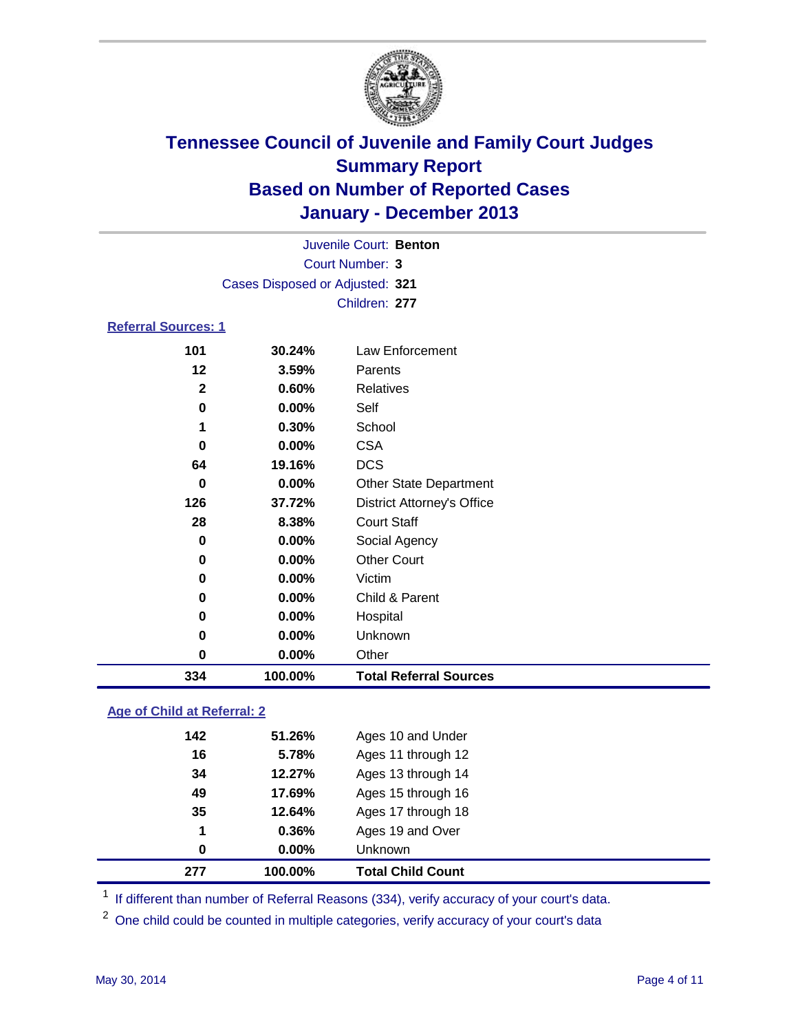# Tennessee Council of Juvenile and Family Court Judges
# Summary Report
# Based on Number of Reported Cases
# January - December 2013

Juvenile Court: **Benton**
Court Number: **3**
Cases Disposed or Adjusted: **321**
Children: **277**

## Referral Sources: 1

| | | |
|---|---|---|
| 101 | 30.24% | Law Enforcement |
| 12 | 3.59% | Parents |
| 2 | 0.60% | Relatives |
| 0 | 0.00% | Self |
| 1 | 0.30% | School |
| 0 | 0.00% | CSA |
| 64 | 19.16% | DCS |
| 0 | 0.00% | Other State Department |
| 126 | 37.72% | District Attorney's Office |
| 28 | 8.38% | Court Staff |
| 0 | 0.00% | Social Agency |
| 0 | 0.00% | Other Court |
| 0 | 0.00% | Victim |
| 0 | 0.00% | Child & Parent |
| 0 | 0.00% | Hospital |
| 0 | 0.00% | Unknown |
| 0 | 0.00% | Other |
| **334** | **100.00%** | **Total Referral Sources** |

## Age of Child at Referral: 2

| | | |
|---|---|---|
| 142 | 51.26% | Ages 10 and Under |
| 16 | 5.78% | Ages 11 through 12 |
| 34 | 12.27% | Ages 13 through 14 |
| 49 | 17.69% | Ages 15 through 16 |
| 35 | 12.64% | Ages 17 through 18 |
| 1 | 0.36% | Ages 19 and Over |
| 0 | 0.00% | Unknown |
| **277** | **100.00%** | **Total Child Count** |

[1] If different than number of Referral Reasons (334), verify accuracy of your court's data.

[2] One child could be counted in multiple categories, verify accuracy of your court's data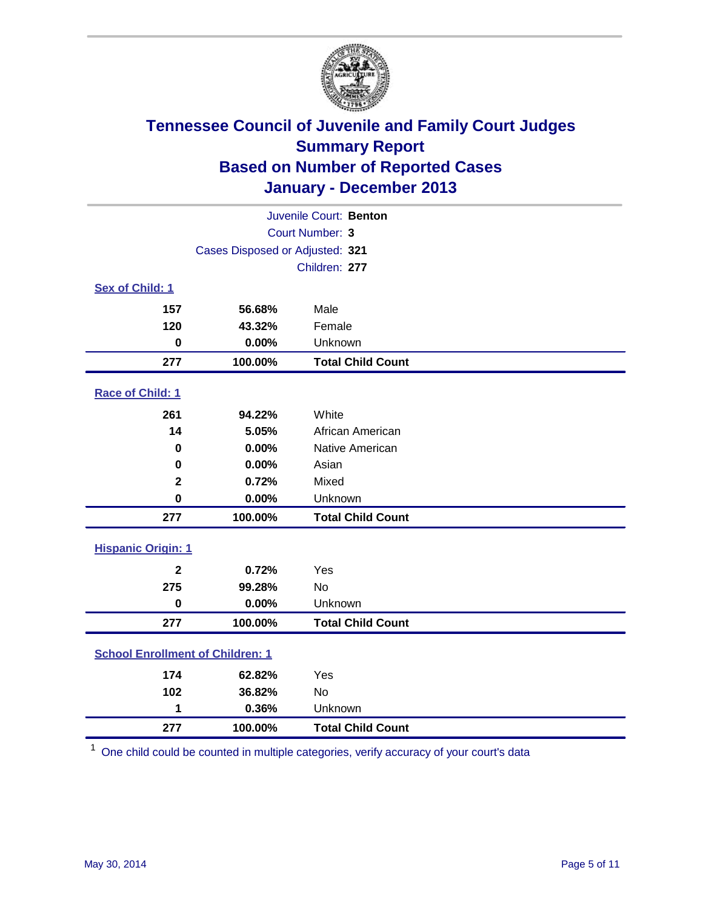# Tennessee Council of Juvenile and Family Court Judges
## Summary Report
## Based on Number of Reported Cases
## January - December 2013

Juvenile Court: **Benton**
Court Number: **3**
Cases Disposed or Adjusted: **321**
Children: **277**

### Sex of Child: 1

| | | |
|---|---|---|
| **157** | **56.68%** | Male |
| **120** | **43.32%** | Female |
| **0** | **0.00%** | Unknown |
| **277** | **100.00%** | **Total Child Count** |

### Race of Child: 1

| | | |
|---|---|---|
| **261** | **94.22%** | White |
| **14** | **5.05%** | African American |
| **0** | **0.00%** | Native American |
| **0** | **0.00%** | Asian |
| **2** | **0.72%** | Mixed |
| **0** | **0.00%** | Unknown |
| **277** | **100.00%** | **Total Child Count** |

### Hispanic Origin: 1

| | | |
|---|---|---|
| **2** | **0.72%** | Yes |
| **275** | **99.28%** | No |
| **0** | **0.00%** | Unknown |
| **277** | **100.00%** | **Total Child Count** |

### School Enrollment of Children: 1

| | | |
|---|---|---|
| **174** | **62.82%** | Yes |
| **102** | **36.82%** | No |
| **1** | **0.36%** | Unknown |
| **277** | **100.00%** | **Total Child Count** |

[1] One child could be counted in multiple categories, verify accuracy of your court's data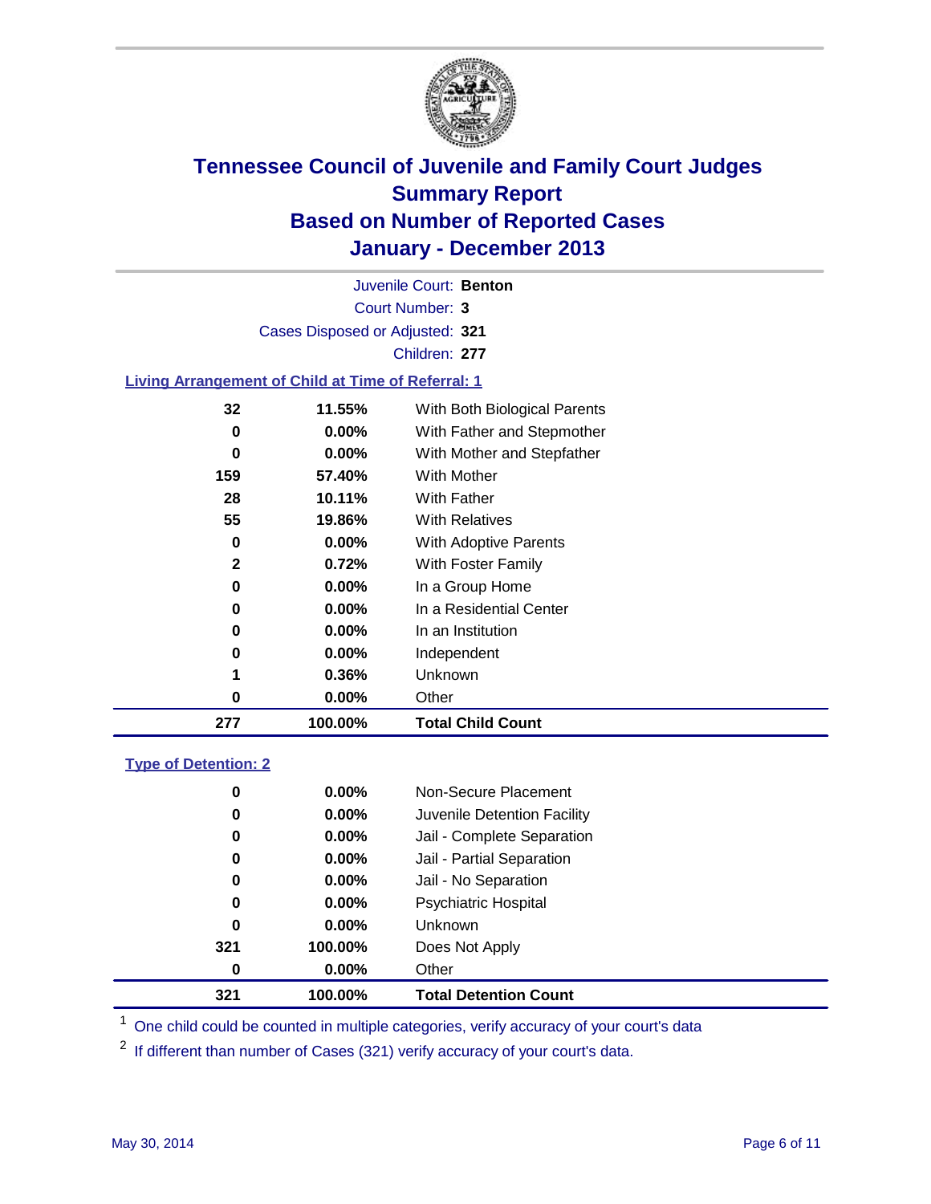# Tennessee Council of Juvenile and Family Court Judges
## Summary Report
## Based on Number of Reported Cases
## January - December 2013

Juvenile Court: **Benton**

Court Number: **3**

Cases Disposed or Adjusted: **321**

Children: **277**

### Living Arrangement of Child at Time of Referral: 1

| | | |
|---|---|---|
| 32 | 11.55% | With Both Biological Parents |
| 0 | 0.00% | With Father and Stepmother |
| 0 | 0.00% | With Mother and Stepfather |
| 159 | 57.40% | With Mother |
| 28 | 10.11% | With Father |
| 55 | 19.86% | With Relatives |
| 0 | 0.00% | With Adoptive Parents |
| 2 | 0.72% | With Foster Family |
| 0 | 0.00% | In a Group Home |
| 0 | 0.00% | In a Residential Center |
| 0 | 0.00% | In an Institution |
| 0 | 0.00% | Independent |
| 1 | 0.36% | Unknown |
| 0 | 0.00% | Other |
| **277** | **100.00%** | **Total Child Count** |

### Type of Detention: 2

| | | |
|---|---|---|
| 0 | 0.00% | Non-Secure Placement |
| 0 | 0.00% | Juvenile Detention Facility |
| 0 | 0.00% | Jail - Complete Separation |
| 0 | 0.00% | Jail - Partial Separation |
| 0 | 0.00% | Jail - No Separation |
| 0 | 0.00% | Psychiatric Hospital |
| 0 | 0.00% | Unknown |
| 321 | 100.00% | Does Not Apply |
| 0 | 0.00% | Other |
| **321** | **100.00%** | **Total Detention Count** |

[1] One child could be counted in multiple categories, verify accuracy of your court's data

[2] If different than number of Cases (321) verify accuracy of your court's data.

May 30, 2014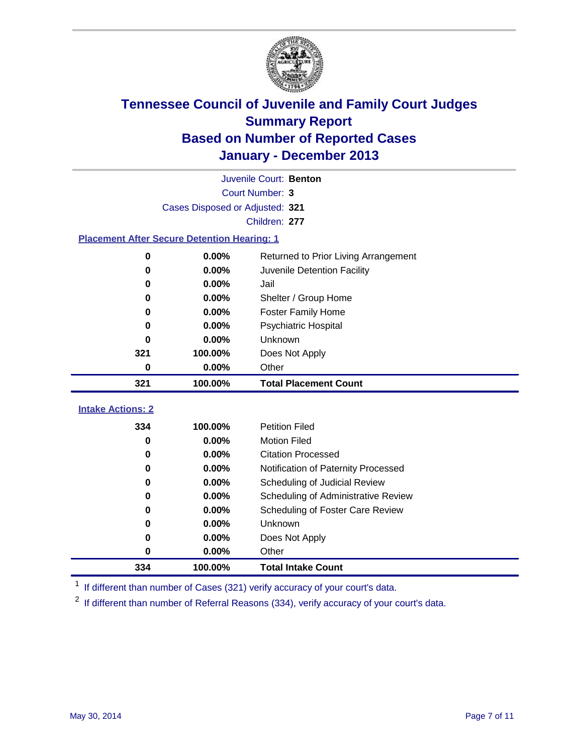# Tennessee Council of Juvenile and Family Court Judges
## Summary Report
## Based on Number of Reported Cases
## January - December 2013

Juvenile Court: **Benton**
Court Number: **3**
Cases Disposed or Adjusted: **321**
Children: **277**

### Placement After Secure Detention Hearing: 1

| | | |
|---|---|---|
| 0 | 0.00% | Returned to Prior Living Arrangement |
| 0 | 0.00% | Juvenile Detention Facility |
| 0 | 0.00% | Jail |
| 0 | 0.00% | Shelter / Group Home |
| 0 | 0.00% | Foster Family Home |
| 0 | 0.00% | Psychiatric Hospital |
| 0 | 0.00% | Unknown |
| 321 | 100.00% | Does Not Apply |
| 0 | 0.00% | Other |
| **321** | **100.00%** | **Total Placement Count** |

### Intake Actions: 2

| | | |
|---|---|---|
| 334 | 100.00% | Petition Filed |
| 0 | 0.00% | Motion Filed |
| 0 | 0.00% | Citation Processed |
| 0 | 0.00% | Notification of Paternity Processed |
| 0 | 0.00% | Scheduling of Judicial Review |
| 0 | 0.00% | Scheduling of Administrative Review |
| 0 | 0.00% | Scheduling of Foster Care Review |
| 0 | 0.00% | Unknown |
| 0 | 0.00% | Does Not Apply |
| 0 | 0.00% | Other |
| **334** | **100.00%** | **Total Intake Count** |

[1] If different than number of Cases (321) verify accuracy of your court's data.

[2] If different than number of Referral Reasons (334), verify accuracy of your court's data.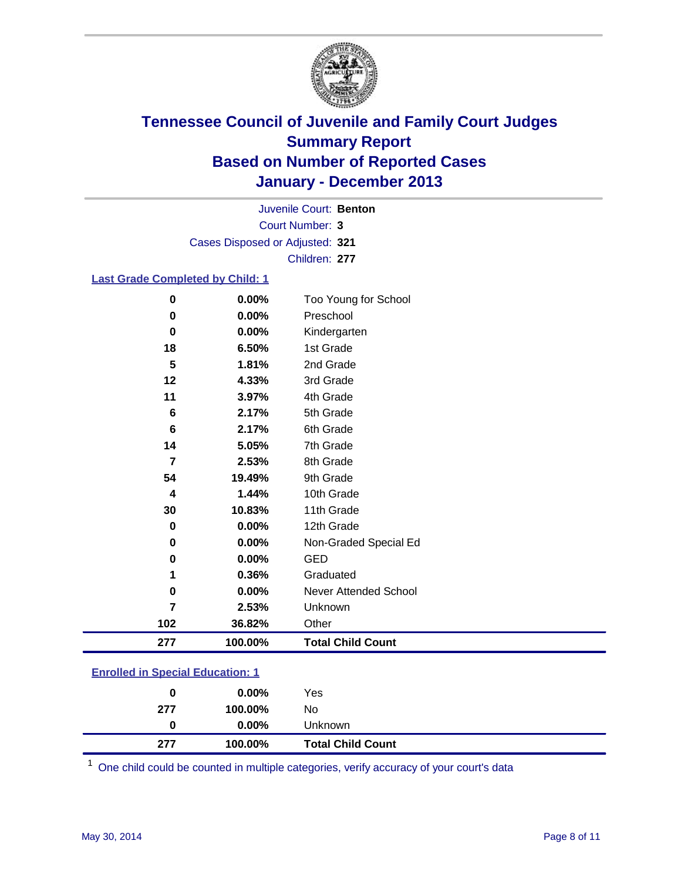# Tennessee Council of Juvenile and Family Court Judges
## Summary Report
## Based on Number of Reported Cases
## January - December 2013

Juvenile Court: **Benton**
Court Number: **3**
Cases Disposed or Adjusted: **321**
Children: **277**

### Last Grade Completed by Child: 1

| | | |
|---|---|---|
| 0 | 0.00% | Too Young for School |
| 0 | 0.00% | Preschool |
| 0 | 0.00% | Kindergarten |
| 18 | 6.50% | 1st Grade |
| 5 | 1.81% | 2nd Grade |
| 12 | 4.33% | 3rd Grade |
| 11 | 3.97% | 4th Grade |
| 6 | 2.17% | 5th Grade |
| 6 | 2.17% | 6th Grade |
| 14 | 5.05% | 7th Grade |
| 7 | 2.53% | 8th Grade |
| 54 | 19.49% | 9th Grade |
| 4 | 1.44% | 10th Grade |
| 30 | 10.83% | 11th Grade |
| 0 | 0.00% | 12th Grade |
| 0 | 0.00% | Non-Graded Special Ed |
| 0 | 0.00% | GED |
| 1 | 0.36% | Graduated |
| 0 | 0.00% | Never Attended School |
| 7 | 2.53% | Unknown |
| 102 | 36.82% | Other |
| **277** | **100.00%** | **Total Child Count** |

### Enrolled in Special Education: 1

| | | |
|---|---|---|
| 0 | 0.00% | Yes |
| 277 | 100.00% | No |
| 0 | 0.00% | Unknown |
| **277** | **100.00%** | **Total Child Count** |

[1] One child could be counted in multiple categories, verify accuracy of your court's data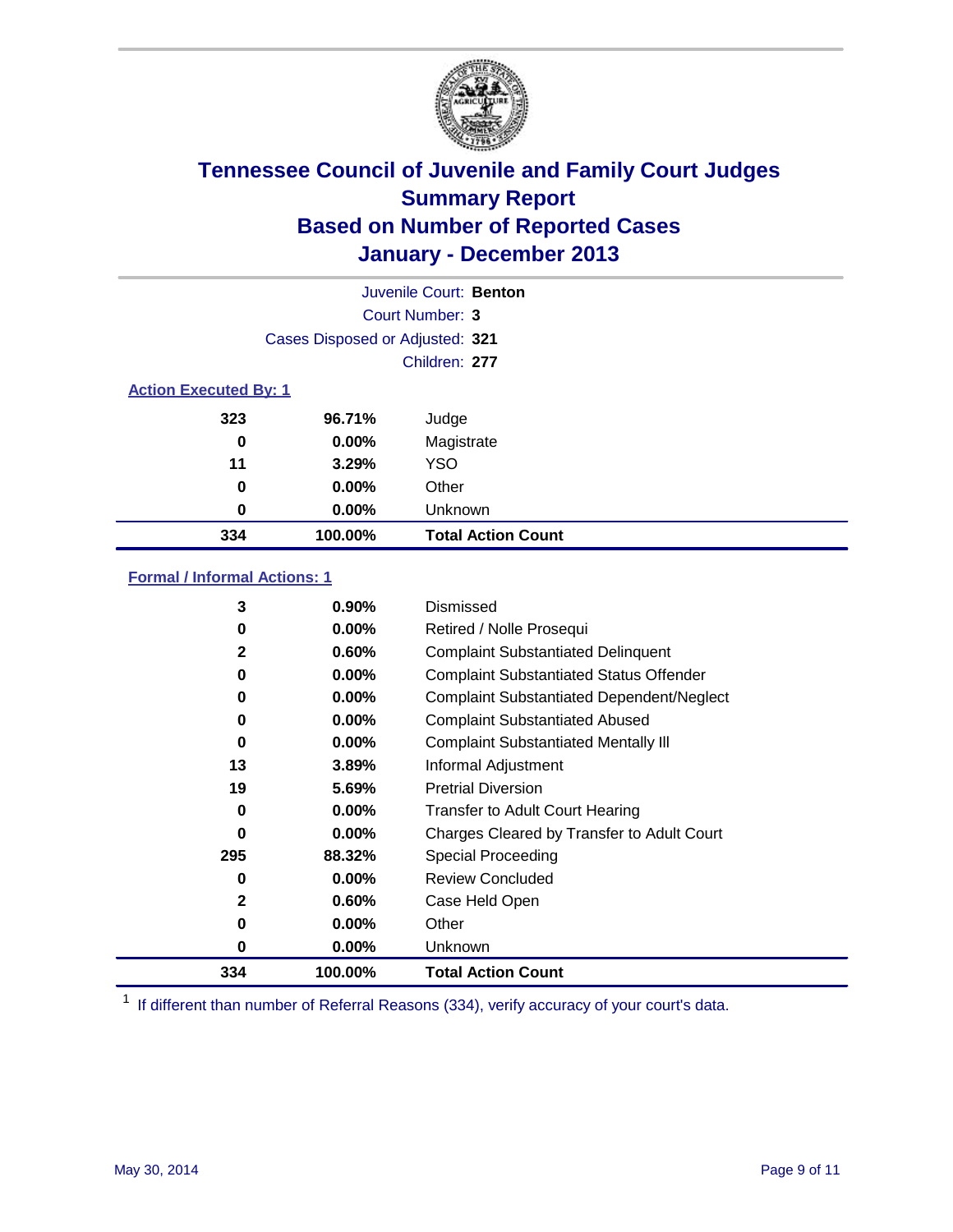# Tennessee Council of Juvenile and Family Court Judges
## Summary Report
## Based on Number of Reported Cases
## January - December 2013

Juvenile Court: **Benton**

Court Number: **3**

Cases Disposed or Adjusted: **321**

Children: **277**

### Action Executed By: 1

| Count | Percent | Action |
|---|---|---|
| 323 | 96.71% | Judge |
| 0 | 0.00% | Magistrate |
| 11 | 3.29% | YSO |
| 0 | 0.00% | Other |
| 0 | 0.00% | Unknown |
| **334** | **100.00%** | **Total Action Count** |

### Formal / Informal Actions: 1

| Count | Percent | Action |
|---|---|---|
| 3 | 0.90% | Dismissed |
| 0 | 0.00% | Retired / Nolle Prosequi |
| 2 | 0.60% | Complaint Substantiated Delinquent |
| 0 | 0.00% | Complaint Substantiated Status Offender |
| 0 | 0.00% | Complaint Substantiated Dependent/Neglect |
| 0 | 0.00% | Complaint Substantiated Abused |
| 0 | 0.00% | Complaint Substantiated Mentally Ill |
| 13 | 3.89% | Informal Adjustment |
| 19 | 5.69% | Pretrial Diversion |
| 0 | 0.00% | Transfer to Adult Court Hearing |
| 0 | 0.00% | Charges Cleared by Transfer to Adult Court |
| 295 | 88.32% | Special Proceeding |
| 0 | 0.00% | Review Concluded |
| 2 | 0.60% | Case Held Open |
| 0 | 0.00% | Other |
| 0 | 0.00% | Unknown |
| **334** | **100.00%** | **Total Action Count** |

[1] If different than number of Referral Reasons (334), verify accuracy of your court's data.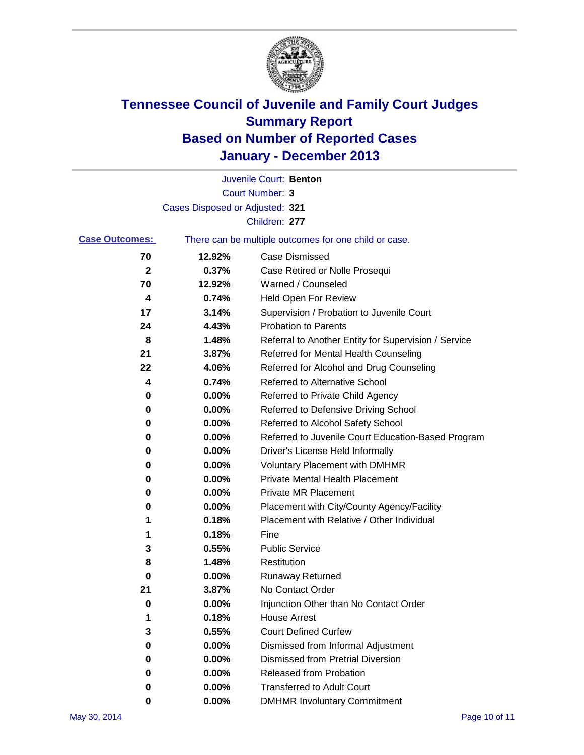# Tennessee Council of Juvenile and Family Court Judges
## Summary Report
## Based on Number of Reported Cases
## January - December 2013

Juvenile Court: **Benton**

Court Number: **3**

Cases Disposed or Adjusted: **321**

Children: **277**

**Case Outcomes:** There can be multiple outcomes for one child or case.

| Count | Percent | Outcome |
|---|---|---|
| 70 | 12.92% | Case Dismissed |
| 2 | 0.37% | Case Retired or Nolle Prosequi |
| 70 | 12.92% | Warned / Counseled |
| 4 | 0.74% | Held Open For Review |
| 17 | 3.14% | Supervision / Probation to Juvenile Court |
| 24 | 4.43% | Probation to Parents |
| 8 | 1.48% | Referral to Another Entity for Supervision / Service |
| 21 | 3.87% | Referred for Mental Health Counseling |
| 22 | 4.06% | Referred for Alcohol and Drug Counseling |
| 4 | 0.74% | Referred to Alternative School |
| 0 | 0.00% | Referred to Private Child Agency |
| 0 | 0.00% | Referred to Defensive Driving School |
| 0 | 0.00% | Referred to Alcohol Safety School |
| 0 | 0.00% | Referred to Juvenile Court Education-Based Program |
| 0 | 0.00% | Driver's License Held Informally |
| 0 | 0.00% | Voluntary Placement with DMHMR |
| 0 | 0.00% | Private Mental Health Placement |
| 0 | 0.00% | Private MR Placement |
| 0 | 0.00% | Placement with City/County Agency/Facility |
| 1 | 0.18% | Placement with Relative / Other Individual |
| 1 | 0.18% | Fine |
| 3 | 0.55% | Public Service |
| 8 | 1.48% | Restitution |
| 0 | 0.00% | Runaway Returned |
| 21 | 3.87% | No Contact Order |
| 0 | 0.00% | Injunction Other than No Contact Order |
| 1 | 0.18% | House Arrest |
| 3 | 0.55% | Court Defined Curfew |
| 0 | 0.00% | Dismissed from Informal Adjustment |
| 0 | 0.00% | Dismissed from Pretrial Diversion |
| 0 | 0.00% | Released from Probation |
| 0 | 0.00% | Transferred to Adult Court |
| 0 | 0.00% | DMHMR Involuntary Commitment |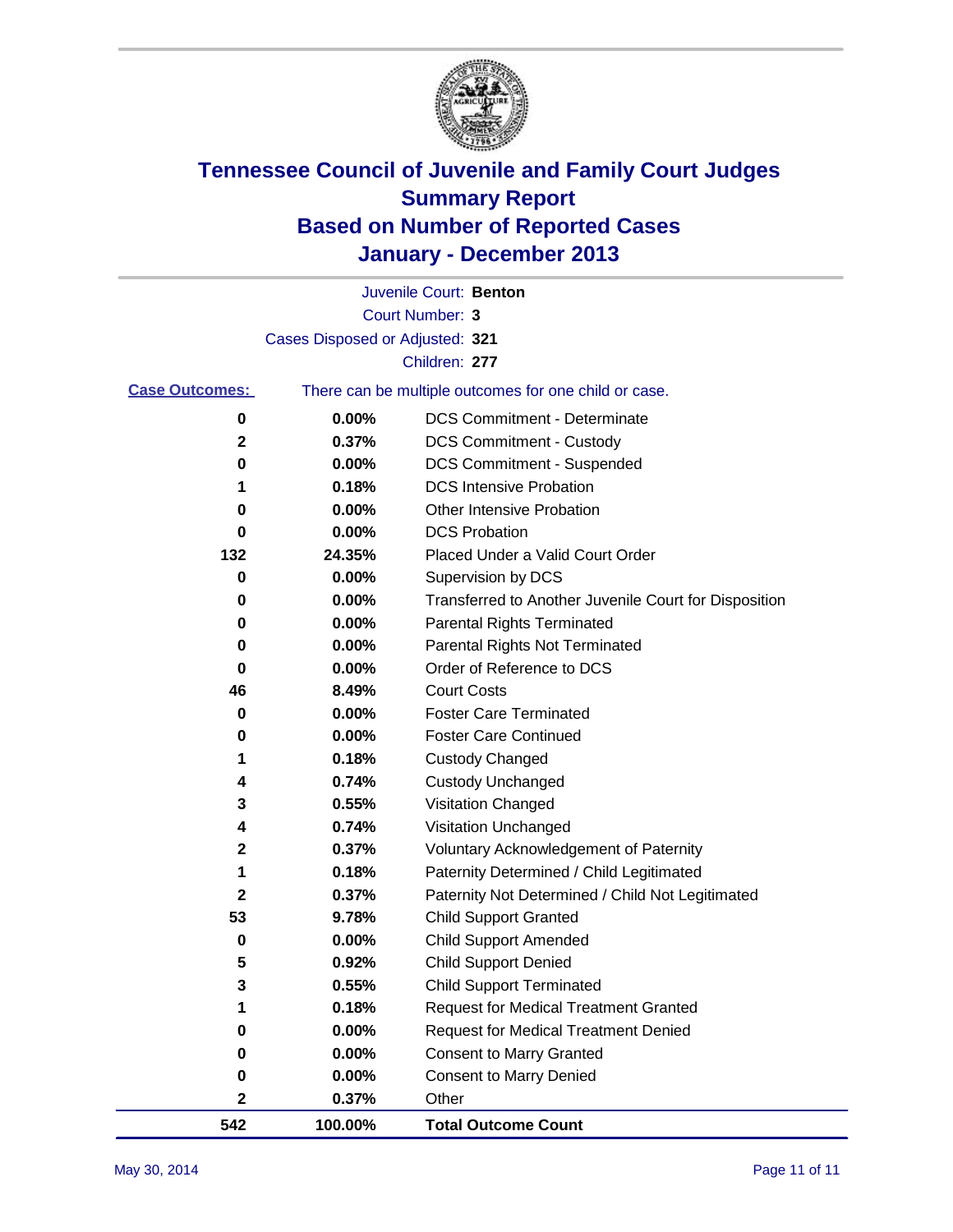# Tennessee Council of Juvenile and Family Court Judges
## Summary Report
## Based on Number of Reported Cases
## January - December 2013

Juvenile Court: **Benton**

Court Number: **3**

Cases Disposed or Adjusted: **321**

Children: **277**

**Case Outcomes:** There can be multiple outcomes for one child or case.

| | | |
|---|---|---|
| **0** | **0.00%** | DCS Commitment - Determinate |
| **2** | **0.37%** | DCS Commitment - Custody |
| **0** | **0.00%** | DCS Commitment - Suspended |
| **1** | **0.18%** | DCS Intensive Probation |
| **0** | **0.00%** | Other Intensive Probation |
| **0** | **0.00%** | DCS Probation |
| **132** | **24.35%** | Placed Under a Valid Court Order |
| **0** | **0.00%** | Supervision by DCS |
| **0** | **0.00%** | Transferred to Another Juvenile Court for Disposition |
| **0** | **0.00%** | Parental Rights Terminated |
| **0** | **0.00%** | Parental Rights Not Terminated |
| **0** | **0.00%** | Order of Reference to DCS |
| **46** | **8.49%** | Court Costs |
| **0** | **0.00%** | Foster Care Terminated |
| **0** | **0.00%** | Foster Care Continued |
| **1** | **0.18%** | Custody Changed |
| **4** | **0.74%** | Custody Unchanged |
| **3** | **0.55%** | Visitation Changed |
| **4** | **0.74%** | Visitation Unchanged |
| **2** | **0.37%** | Voluntary Acknowledgement of Paternity |
| **1** | **0.18%** | Paternity Determined / Child Legitimated |
| **2** | **0.37%** | Paternity Not Determined / Child Not Legitimated |
| **53** | **9.78%** | Child Support Granted |
| **0** | **0.00%** | Child Support Amended |
| **5** | **0.92%** | Child Support Denied |
| **3** | **0.55%** | Child Support Terminated |
| **1** | **0.18%** | Request for Medical Treatment Granted |
| **0** | **0.00%** | Request for Medical Treatment Denied |
| **0** | **0.00%** | Consent to Marry Granted |
| **0** | **0.00%** | Consent to Marry Denied |
| **2** | **0.37%** | Other |
| **542** | **100.00%** | **Total Outcome Count** |